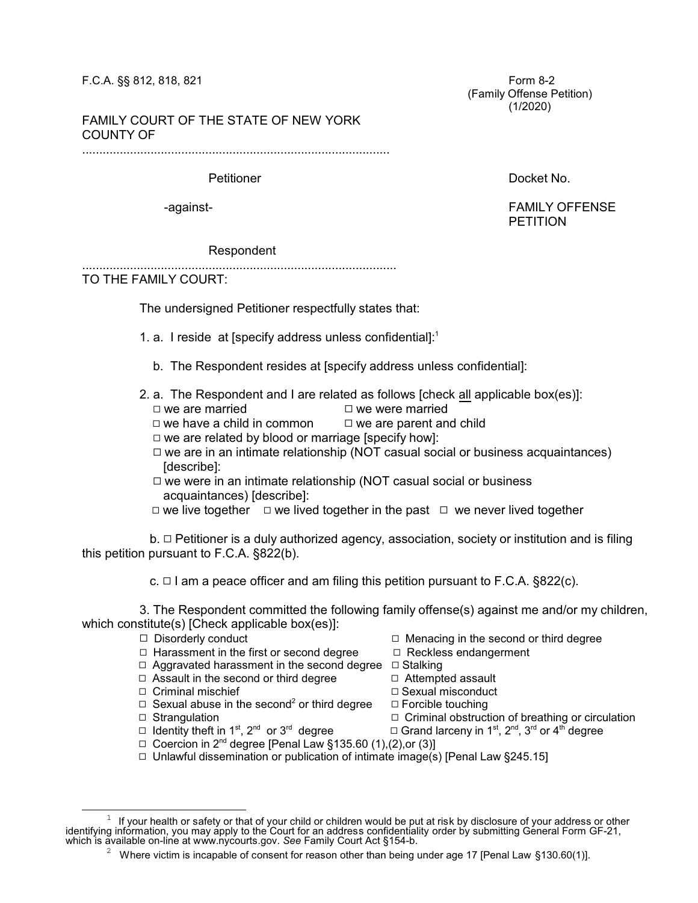F.C.A. §§ 812, 818, 821

Form 8-2
(Family Offense Petition)
(1/2020)

FAMILY COURT OF THE STATE OF NEW YORK
COUNTY OF

..........................................................................................

Petitioner

Docket No.

-against-

FAMILY OFFENSE PETITION

Respondent

..........................................................................................

TO THE FAMILY COURT:

The undersigned Petitioner respectfully states that:

1. a. I reside at [specify address unless confidential]:[1]

   b. The Respondent resides at [specify address unless confidential]:

2. a. The Respondent and I are related as follows [check all applicable box(es)]:
   - □ we are married
   - □ we were married
   - □ we have a child in common
   - □ we are parent and child
   - □ we are related by blood or marriage [specify how]:
   - □ we are in an intimate relationship (NOT casual social or business acquaintances) [describe]:
   - □ we were in an intimate relationship (NOT casual social or business acquaintances) [describe]:
   - □ we live together □ we lived together in the past □ we never lived together

   b. □ Petitioner is a duly authorized agency, association, society or institution and is filing this petition pursuant to F.C.A. §822(b).

   c. □ I am a peace officer and am filing this petition pursuant to F.C.A. §822(c).

3. The Respondent committed the following family offense(s) against me and/or my children, which constitute(s) [Check applicable box(es)]:
   - □ Disorderly conduct
   - □ Menacing in the second or third degree
   - □ Harassment in the first or second degree
   - □ Reckless endangerment
   - □ Aggravated harassment in the second degree
   - □ Stalking
   - □ Assault in the second or third degree
   - □ Attempted assault
   - □ Criminal mischief
   - □ Sexual misconduct
   - □ Sexual abuse in the second[2] or third degree
   - □ Forcible touching
   - □ Strangulation
   - □ Criminal obstruction of breathing or circulation
   - □ Identity theft in 1st, 2nd or 3rd degree
   - □ Grand larceny in 1st, 2nd, 3rd or 4th degree
   - □ Coercion in 2nd degree [Penal Law §135.60 (1),(2),or (3)]
   - □ Unlawful dissemination or publication of intimate image(s) [Penal Law §245.15]

---

[1] If your health or safety or that of your child or children would be put at risk by disclosure of your address or other identifying information, you may apply to the Court for an address confidentiality order by submitting General Form GF-21, which is available on-line at www.nycourts.gov. *See* Family Court Act §154-b.

[2] Where victim is incapable of consent for reason other than being under age 17 [Penal Law §130.60(1)].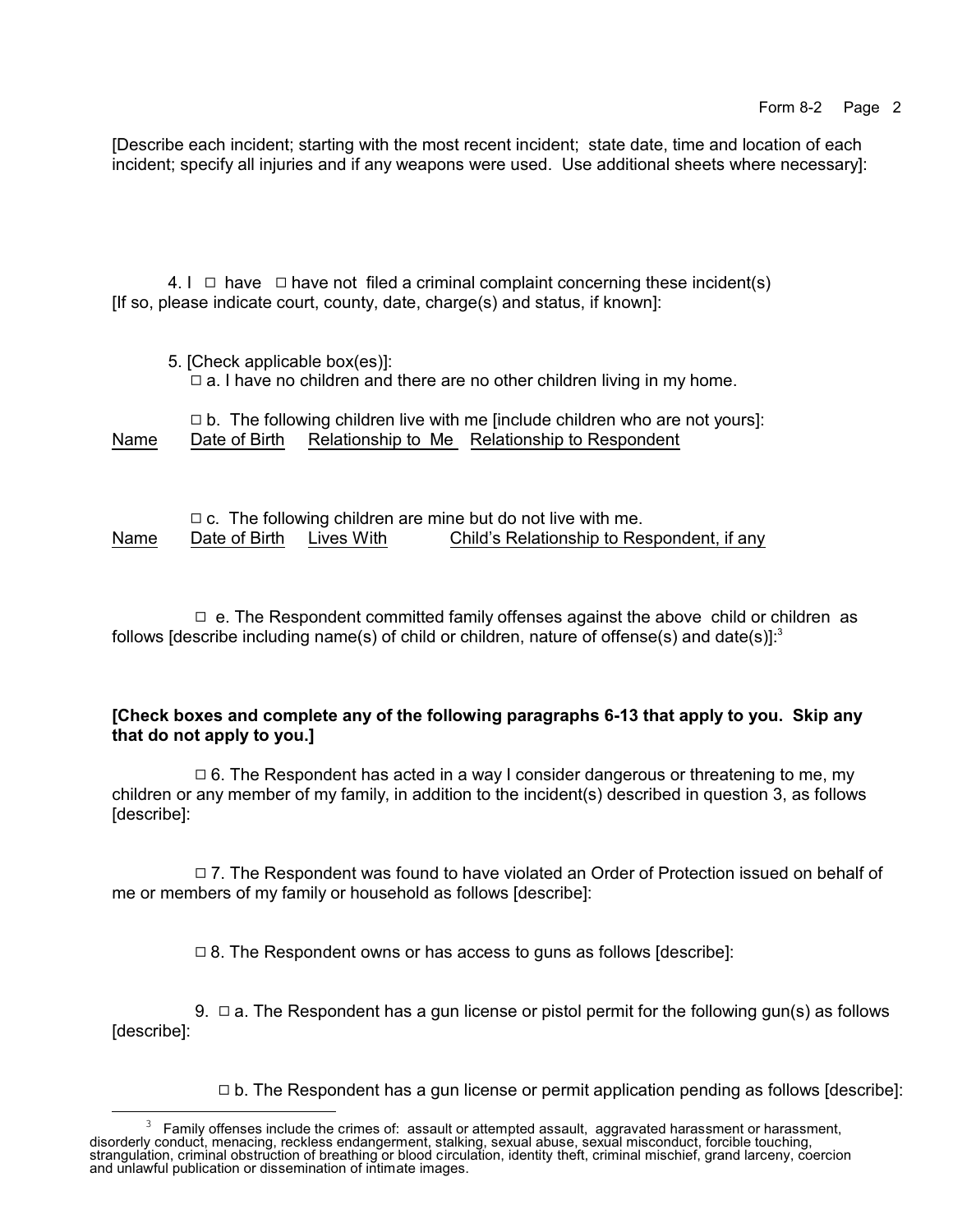[Describe each incident; starting with the most recent incident; state date, time and location of each incident; specify all injuries and if any weapons were used. Use additional sheets where necessary]:

4. I ☐ have ☐ have not filed a criminal complaint concerning these incident(s) [If so, please indicate court, county, date, charge(s) and status, if known]:

5. [Check applicable box(es)]:

☐ a. I have no children and there are no other children living in my home.

☐ b. The following children live with me [include children who are not yours]:

| Name | Date of Birth | Relationship to Me | Relationship to Respondent |
| --- | --- | --- | --- |

☐ c. The following children are mine but do not live with me.

| Name | Date of Birth | Lives With | Child's Relationship to Respondent, if any |
| --- | --- | --- | --- |

☐ e. The Respondent committed family offenses against the above child or children as follows [describe including name(s) of child or children, nature of offense(s) and date(s)]:[3]

**[Check boxes and complete any of the following paragraphs 6-13 that apply to you. Skip any that do not apply to you.]**

☐ 6. The Respondent has acted in a way I consider dangerous or threatening to me, my children or any member of my family, in addition to the incident(s) described in question 3, as follows [describe]:

☐ 7. The Respondent was found to have violated an Order of Protection issued on behalf of me or members of my family or household as follows [describe]:

☐ 8. The Respondent owns or has access to guns as follows [describe]:

9. ☐ a. The Respondent has a gun license or pistol permit for the following gun(s) as follows [describe]:

☐ b. The Respondent has a gun license or permit application pending as follows [describe]:

---

[3] Family offenses include the crimes of: assault or attempted assault, aggravated harassment or harassment, disorderly conduct, menacing, reckless endangerment, stalking, sexual abuse, sexual misconduct, forcible touching, strangulation, criminal obstruction of breathing or blood circulation, identity theft, criminal mischief, grand larceny, coercion and unlawful publication or dissemination of intimate images.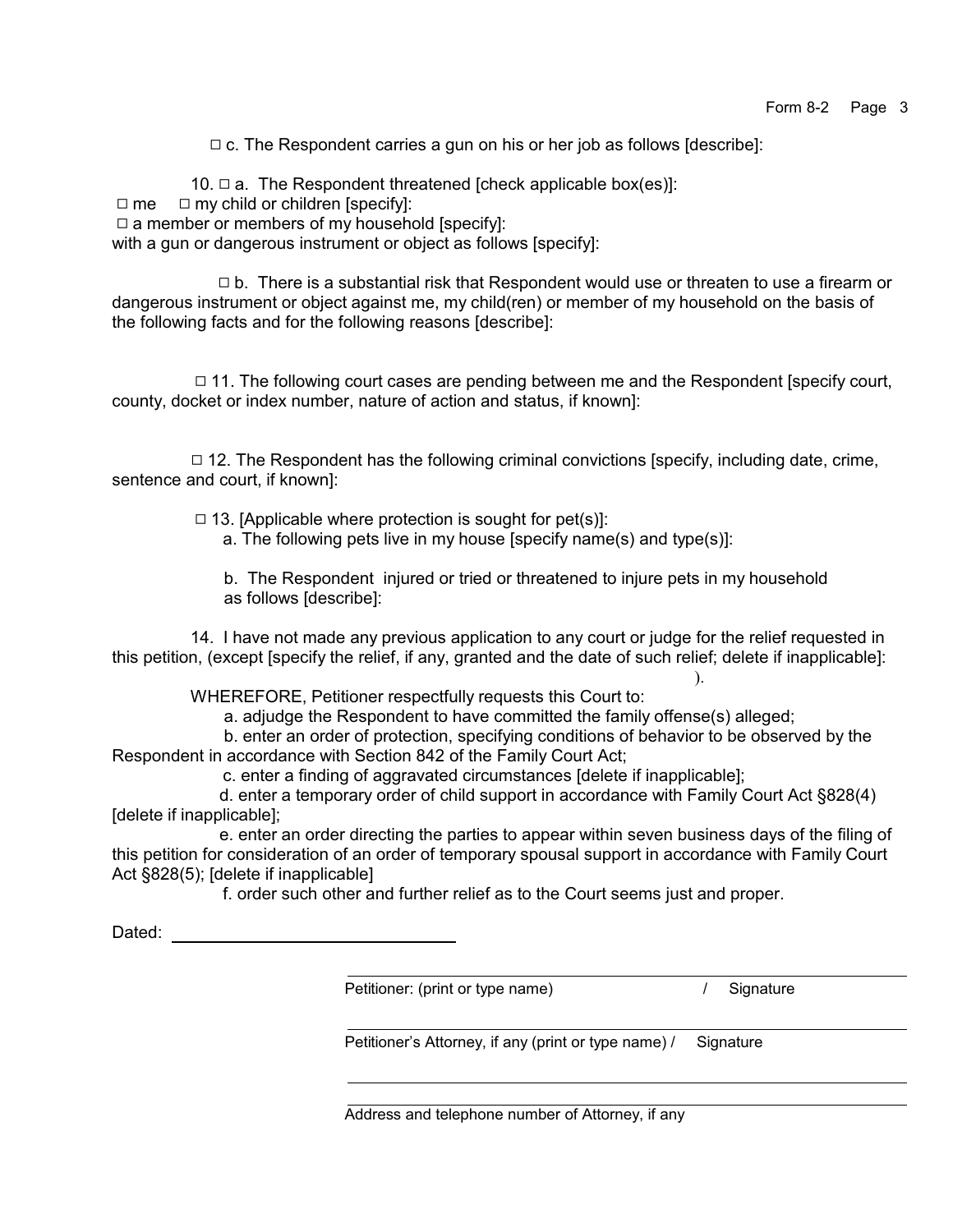☐ c. The Respondent carries a gun on his or her job as follows [describe]:

10. ☐ a. The Respondent threatened [check applicable box(es)]:
☐ me ☐ my child or children [specify]:
☐ a member or members of my household [specify]:
with a gun or dangerous instrument or object as follows [specify]:

☐ b. There is a substantial risk that Respondent would use or threaten to use a firearm or dangerous instrument or object against me, my child(ren) or member of my household on the basis of the following facts and for the following reasons [describe]:

☐ 11. The following court cases are pending between me and the Respondent [specify court, county, docket or index number, nature of action and status, if known]:

☐ 12. The Respondent has the following criminal convictions [specify, including date, crime, sentence and court, if known]:

☐ 13. [Applicable where protection is sought for pet(s)]:
a. The following pets live in my house [specify name(s) and type(s)]:

b. The Respondent injured or tried or threatened to injure pets in my household as follows [describe]:

14. I have not made any previous application to any court or judge for the relief requested in this petition, (except [specify the relief, if any, granted and the date of such relief; delete if inapplicable]:
).

WHEREFORE, Petitioner respectfully requests this Court to:

a. adjudge the Respondent to have committed the family offense(s) alleged;

b. enter an order of protection, specifying conditions of behavior to be observed by the Respondent in accordance with Section 842 of the Family Court Act;

c. enter a finding of aggravated circumstances [delete if inapplicable];

d. enter a temporary order of child support in accordance with Family Court Act §828(4) [delete if inapplicable];

e. enter an order directing the parties to appear within seven business days of the filing of this petition for consideration of an order of temporary spousal support in accordance with Family Court Act §828(5); [delete if inapplicable]

f. order such other and further relief as to the Court seems just and proper.

Dated: ______________________________

______________________________________________
Petitioner: (print or type name) / Signature

______________________________________________
Petitioner's Attorney, if any (print or type name) / Signature

______________________________________________
______________________________________________
Address and telephone number of Attorney, if any